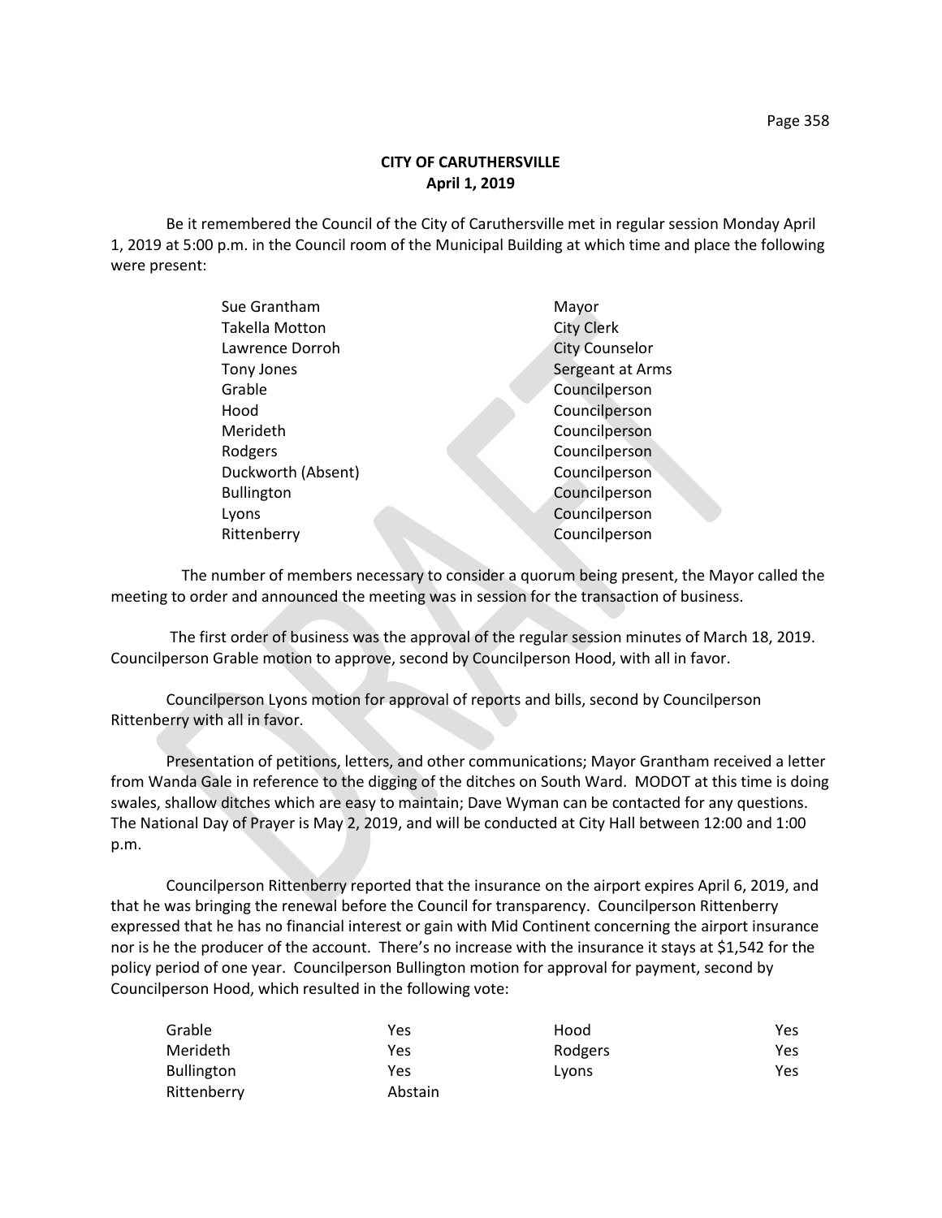**CITY OF CARUTHERSVILLE**
**April 1, 2019**

Be it remembered the Council of the City of Caruthersville met in regular session Monday April 1, 2019 at 5:00 p.m. in the Council room of the Municipal Building at which time and place the following were present:

| | |
|---|---|
| Sue Grantham | Mayor |
| Takella Motton | City Clerk |
| Lawrence Dorroh | City Counselor |
| Tony Jones | Sergeant at Arms |
| Grable | Councilperson |
| Hood | Councilperson |
| Merideth | Councilperson |
| Rodgers | Councilperson |
| Duckworth (Absent) | Councilperson |
| Bullington | Councilperson |
| Lyons | Councilperson |
| Rittenberry | Councilperson |

The number of members necessary to consider a quorum being present, the Mayor called the meeting to order and announced the meeting was in session for the transaction of business.

The first order of business was the approval of the regular session minutes of March 18, 2019. Councilperson Grable motion to approve, second by Councilperson Hood, with all in favor.

Councilperson Lyons motion for approval of reports and bills, second by Councilperson Rittenberry with all in favor.

Presentation of petitions, letters, and other communications; Mayor Grantham received a letter from Wanda Gale in reference to the digging of the ditches on South Ward. MODOT at this time is doing swales, shallow ditches which are easy to maintain; Dave Wyman can be contacted for any questions. The National Day of Prayer is May 2, 2019, and will be conducted at City Hall between 12:00 and 1:00 p.m.

Councilperson Rittenberry reported that the insurance on the airport expires April 6, 2019, and that he was bringing the renewal before the Council for transparency. Councilperson Rittenberry expressed that he has no financial interest or gain with Mid Continent concerning the airport insurance nor is he the producer of the account. There's no increase with the insurance it stays at $1,542 for the policy period of one year. Councilperson Bullington motion for approval for payment, second by Councilperson Hood, which resulted in the following vote:

| | | | |
|---|---|---|---|
| Grable | Yes | Hood | Yes |
| Merideth | Yes | Rodgers | Yes |
| Bullington | Yes | Lyons | Yes |
| Rittenberry | Abstain | | |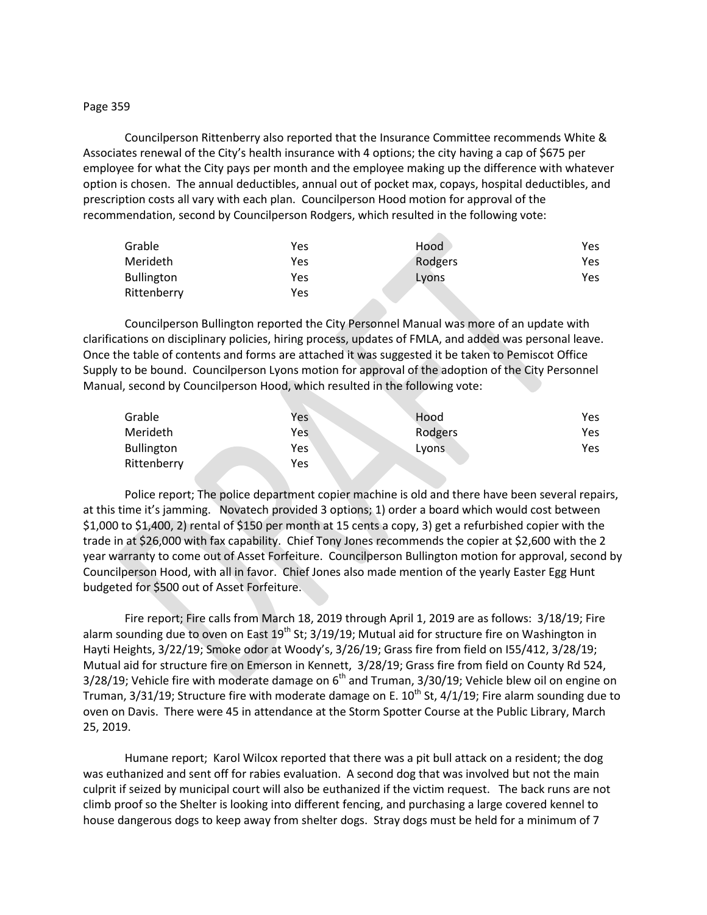Councilperson Rittenberry also reported that the Insurance Committee recommends White & Associates renewal of the City's health insurance with 4 options; the city having a cap of $675 per employee for what the City pays per month and the employee making up the difference with whatever option is chosen. The annual deductibles, annual out of pocket max, copays, hospital deductibles, and prescription costs all vary with each plan. Councilperson Hood motion for approval of the recommendation, second by Councilperson Rodgers, which resulted in the following vote:

| | | | |
|---|---|---|---|
| Grable | Yes | Hood | Yes |
| Merideth | Yes | Rodgers | Yes |
| Bullington | Yes | Lyons | Yes |
| Rittenberry | Yes | | |

Councilperson Bullington reported the City Personnel Manual was more of an update with clarifications on disciplinary policies, hiring process, updates of FMLA, and added was personal leave. Once the table of contents and forms are attached it was suggested it be taken to Pemiscot Office Supply to be bound. Councilperson Lyons motion for approval of the adoption of the City Personnel Manual, second by Councilperson Hood, which resulted in the following vote:

| | | | |
|---|---|---|---|
| Grable | Yes | Hood | Yes |
| Merideth | Yes | Rodgers | Yes |
| Bullington | Yes | Lyons | Yes |
| Rittenberry | Yes | | |

Police report; The police department copier machine is old and there have been several repairs, at this time it's jamming. Novatech provided 3 options; 1) order a board which would cost between $1,000 to $1,400, 2) rental of $150 per month at 15 cents a copy, 3) get a refurbished copier with the trade in at $26,000 with fax capability. Chief Tony Jones recommends the copier at $2,600 with the 2 year warranty to come out of Asset Forfeiture. Councilperson Bullington motion for approval, second by Councilperson Hood, with all in favor. Chief Jones also made mention of the yearly Easter Egg Hunt budgeted for $500 out of Asset Forfeiture.

Fire report; Fire calls from March 18, 2019 through April 1, 2019 are as follows: 3/18/19; Fire alarm sounding due to oven on East 19th St; 3/19/19; Mutual aid for structure fire on Washington in Hayti Heights, 3/22/19; Smoke odor at Woody's, 3/26/19; Grass fire from field on I55/412, 3/28/19; Mutual aid for structure fire on Emerson in Kennett, 3/28/19; Grass fire from field on County Rd 524, 3/28/19; Vehicle fire with moderate damage on 6th and Truman, 3/30/19; Vehicle blew oil on engine on Truman, 3/31/19; Structure fire with moderate damage on E. 10th St, 4/1/19; Fire alarm sounding due to oven on Davis. There were 45 in attendance at the Storm Spotter Course at the Public Library, March 25, 2019.

Humane report; Karol Wilcox reported that there was a pit bull attack on a resident; the dog was euthanized and sent off for rabies evaluation. A second dog that was involved but not the main culprit if seized by municipal court will also be euthanized if the victim request. The back runs are not climb proof so the Shelter is looking into different fencing, and purchasing a large covered kennel to house dangerous dogs to keep away from shelter dogs. Stray dogs must be held for a minimum of 7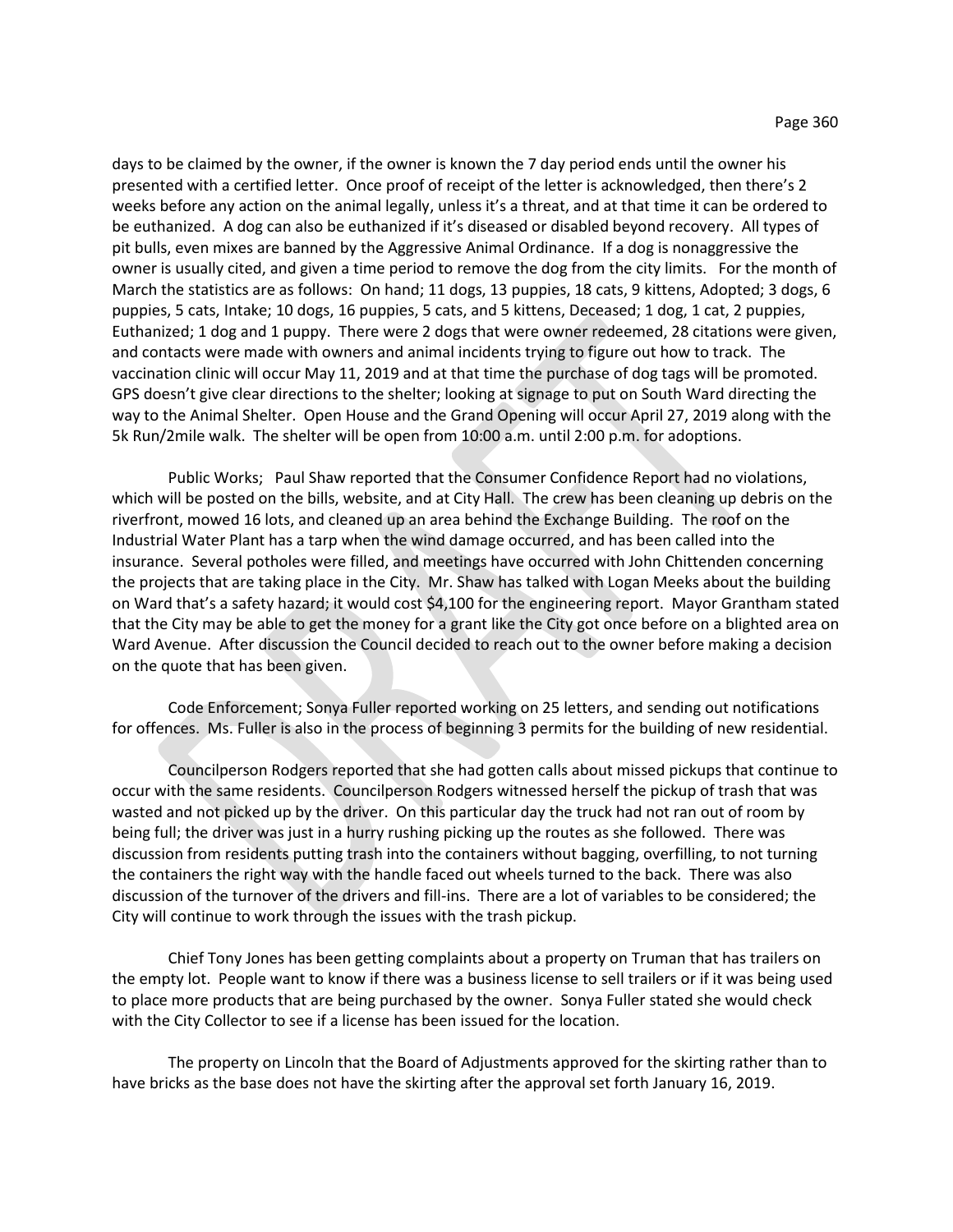days to be claimed by the owner, if the owner is known the 7 day period ends until the owner his presented with a certified letter. Once proof of receipt of the letter is acknowledged, then there's 2 weeks before any action on the animal legally, unless it's a threat, and at that time it can be ordered to be euthanized. A dog can also be euthanized if it's diseased or disabled beyond recovery. All types of pit bulls, even mixes are banned by the Aggressive Animal Ordinance. If a dog is nonaggressive the owner is usually cited, and given a time period to remove the dog from the city limits. For the month of March the statistics are as follows: On hand; 11 dogs, 13 puppies, 18 cats, 9 kittens, Adopted; 3 dogs, 6 puppies, 5 cats, Intake; 10 dogs, 16 puppies, 5 cats, and 5 kittens, Deceased; 1 dog, 1 cat, 2 puppies, Euthanized; 1 dog and 1 puppy. There were 2 dogs that were owner redeemed, 28 citations were given, and contacts were made with owners and animal incidents trying to figure out how to track. The vaccination clinic will occur May 11, 2019 and at that time the purchase of dog tags will be promoted. GPS doesn't give clear directions to the shelter; looking at signage to put on South Ward directing the way to the Animal Shelter. Open House and the Grand Opening will occur April 27, 2019 along with the 5k Run/2mile walk. The shelter will be open from 10:00 a.m. until 2:00 p.m. for adoptions.

Public Works; Paul Shaw reported that the Consumer Confidence Report had no violations, which will be posted on the bills, website, and at City Hall. The crew has been cleaning up debris on the riverfront, mowed 16 lots, and cleaned up an area behind the Exchange Building. The roof on the Industrial Water Plant has a tarp when the wind damage occurred, and has been called into the insurance. Several potholes were filled, and meetings have occurred with John Chittenden concerning the projects that are taking place in the City. Mr. Shaw has talked with Logan Meeks about the building on Ward that's a safety hazard; it would cost $4,100 for the engineering report. Mayor Grantham stated that the City may be able to get the money for a grant like the City got once before on a blighted area on Ward Avenue. After discussion the Council decided to reach out to the owner before making a decision on the quote that has been given.

Code Enforcement; Sonya Fuller reported working on 25 letters, and sending out notifications for offences. Ms. Fuller is also in the process of beginning 3 permits for the building of new residential.

Councilperson Rodgers reported that she had gotten calls about missed pickups that continue to occur with the same residents. Councilperson Rodgers witnessed herself the pickup of trash that was wasted and not picked up by the driver. On this particular day the truck had not ran out of room by being full; the driver was just in a hurry rushing picking up the routes as she followed. There was discussion from residents putting trash into the containers without bagging, overfilling, to not turning the containers the right way with the handle faced out wheels turned to the back. There was also discussion of the turnover of the drivers and fill-ins. There are a lot of variables to be considered; the City will continue to work through the issues with the trash pickup.

Chief Tony Jones has been getting complaints about a property on Truman that has trailers on the empty lot. People want to know if there was a business license to sell trailers or if it was being used to place more products that are being purchased by the owner. Sonya Fuller stated she would check with the City Collector to see if a license has been issued for the location.

The property on Lincoln that the Board of Adjustments approved for the skirting rather than to have bricks as the base does not have the skirting after the approval set forth January 16, 2019.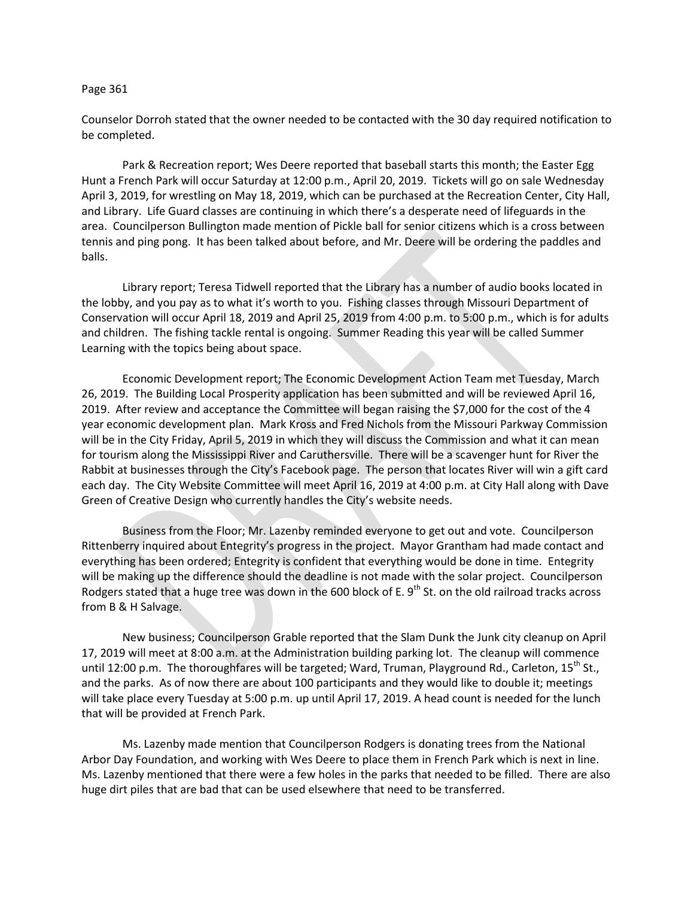Counselor Dorroh stated that the owner needed to be contacted with the 30 day required notification to be completed.

Park & Recreation report; Wes Deere reported that baseball starts this month; the Easter Egg Hunt a French Park will occur Saturday at 12:00 p.m., April 20, 2019. Tickets will go on sale Wednesday April 3, 2019, for wrestling on May 18, 2019, which can be purchased at the Recreation Center, City Hall, and Library. Life Guard classes are continuing in which there's a desperate need of lifeguards in the area. Councilperson Bullington made mention of Pickle ball for senior citizens which is a cross between tennis and ping pong. It has been talked about before, and Mr. Deere will be ordering the paddles and balls.

Library report; Teresa Tidwell reported that the Library has a number of audio books located in the lobby, and you pay as to what it's worth to you. Fishing classes through Missouri Department of Conservation will occur April 18, 2019 and April 25, 2019 from 4:00 p.m. to 5:00 p.m., which is for adults and children. The fishing tackle rental is ongoing. Summer Reading this year will be called Summer Learning with the topics being about space.

Economic Development report; The Economic Development Action Team met Tuesday, March 26, 2019. The Building Local Prosperity application has been submitted and will be reviewed April 16, 2019. After review and acceptance the Committee will began raising the $7,000 for the cost of the 4 year economic development plan. Mark Kross and Fred Nichols from the Missouri Parkway Commission will be in the City Friday, April 5, 2019 in which they will discuss the Commission and what it can mean for tourism along the Mississippi River and Caruthersville. There will be a scavenger hunt for River the Rabbit at businesses through the City's Facebook page. The person that locates River will win a gift card each day. The City Website Committee will meet April 16, 2019 at 4:00 p.m. at City Hall along with Dave Green of Creative Design who currently handles the City's website needs.

Business from the Floor; Mr. Lazenby reminded everyone to get out and vote. Councilperson Rittenberry inquired about Entegrity's progress in the project. Mayor Grantham had made contact and everything has been ordered; Entegrity is confident that everything would be done in time. Entegrity will be making up the difference should the deadline is not made with the solar project. Councilperson Rodgers stated that a huge tree was down in the 600 block of E. 9th St. on the old railroad tracks across from B & H Salvage.

New business; Councilperson Grable reported that the Slam Dunk the Junk city cleanup on April 17, 2019 will meet at 8:00 a.m. at the Administration building parking lot. The cleanup will commence until 12:00 p.m. The thoroughfares will be targeted; Ward, Truman, Playground Rd., Carleton, 15th St., and the parks. As of now there are about 100 participants and they would like to double it; meetings will take place every Tuesday at 5:00 p.m. up until April 17, 2019. A head count is needed for the lunch that will be provided at French Park.

Ms. Lazenby made mention that Councilperson Rodgers is donating trees from the National Arbor Day Foundation, and working with Wes Deere to place them in French Park which is next in line. Ms. Lazenby mentioned that there were a few holes in the parks that needed to be filled. There are also huge dirt piles that are bad that can be used elsewhere that need to be transferred.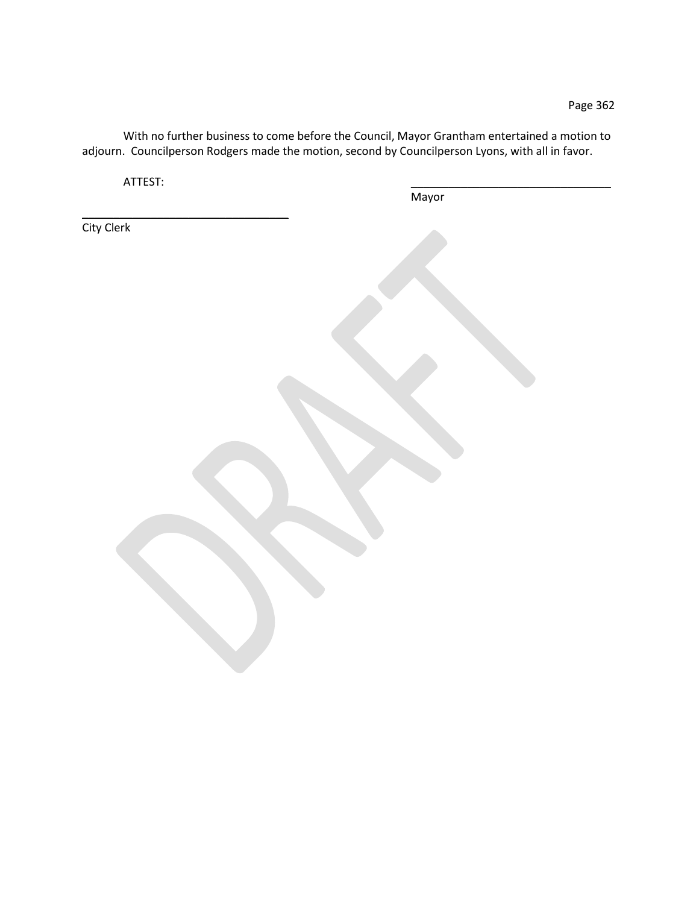With no further business to come before the Council, Mayor Grantham entertained a motion to adjourn. Councilperson Rodgers made the motion, second by Councilperson Lyons, with all in favor.

ATTEST:

\_\_\_\_\_\_\_\_\_\_\_\_\_\_\_\_\_\_\_\_\_\_\_\_\_\_\_\_\_\_\_\_
Mayor

\_\_\_\_\_\_\_\_\_\_\_\_\_\_\_\_\_\_\_\_\_\_\_\_\_\_\_\_\_\_\_\_
City Clerk

DRAFT